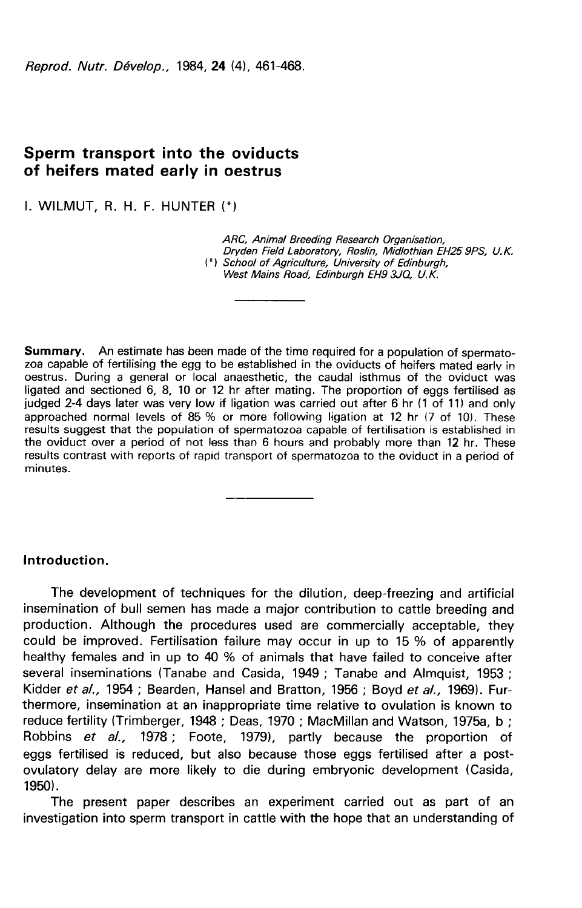# Sperm transport into the oviducts of heifers mated early in oestrus

I. WILMUT, R. H. F. HUNTER (*)

*ARC, Animal Breeding Research Organisation, Dryden Field Laboratory, Roslin, Midlothian EH25 9PS, U.K.*
(*) *School of Agriculture, University of Edinburgh, West Mains Road, Edinburgh EH9 3JQ, U.K.*

---

**Summary.** An estimate has been made of the time required for a population of spermatozoa capable of fertilising the egg to be established in the oviducts of heifers mated early in oestrus. During a general or local anaesthetic, the caudal isthmus of the oviduct was ligated and sectioned 6, 8, 10 or 12 hr after mating. The proportion of eggs fertilised as judged 2-4 days later was very low if ligation was carried out after 6 hr (1 of 11) and only approached normal levels of 85 % or more following ligation at 12 hr (7 of 10). These results suggest that the population of spermatozoa capable of fertilisation is established in the oviduct over a period of not less than 6 hours and probably more than 12 hr. These results contrast with reports of rapid transport of spermatozoa to the oviduct in a period of minutes.

---

## Introduction.

The development of techniques for the dilution, deep-freezing and artificial insemination of bull semen has made a major contribution to cattle breeding and production. Although the procedures used are commercially acceptable, they could be improved. Fertilisation failure may occur in up to 15 % of apparently healthy females and in up to 40 % of animals that have failed to conceive after several inseminations (Tanabe and Casida, 1949 ; Tanabe and Almquist, 1953 ; Kidder *et al.*, 1954 ; Bearden, Hansel and Bratton, 1956 ; Boyd *et al.*, 1969). Furthermore, insemination at an inappropriate time relative to ovulation is known to reduce fertility (Trimberger, 1948 ; Deas, 1970 ; MacMillan and Watson, 1975a, b ; Robbins *et al.*, 1978 ; Foote, 1979), partly because the proportion of eggs fertilised is reduced, but also because those eggs fertilised after a post-ovulatory delay are more likely to die during embryonic development (Casida, 1950).

The present paper describes an experiment carried out as part of an investigation into sperm transport in cattle with the hope that an understanding of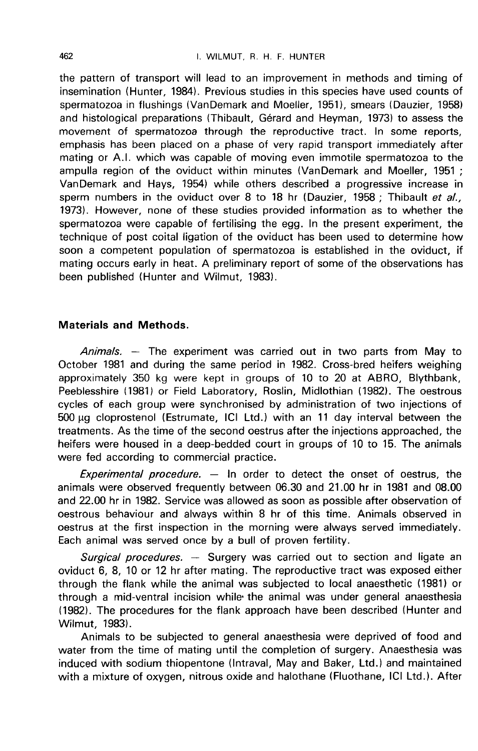the pattern of transport will lead to an improvement in methods and timing of insemination (Hunter, 1984). Previous studies in this species have used counts of spermatozoa in flushings (VanDemark and Moeller, 1951), smears (Dauzier, 1958) and histological preparations (Thibault, Gérard and Heyman, 1973) to assess the movement of spermatozoa through the reproductive tract. In some reports, emphasis has been placed on a phase of very rapid transport immediately after mating or A.I. which was capable of moving even immotile spermatozoa to the ampulla region of the oviduct within minutes (VanDemark and Moeller, 1951 ; VanDemark and Hays, 1954) while others described a progressive increase in sperm numbers in the oviduct over 8 to 18 hr (Dauzier, 1958 ; Thibault *et al.,* 1973). However, none of these studies provided information as to whether the spermatozoa were capable of fertilising the egg. In the present experiment, the technique of post coital ligation of the oviduct has been used to determine how soon a competent population of spermatozoa is established in the oviduct, if mating occurs early in heat. A preliminary report of some of the observations has been published (Hunter and Wilmut, 1983).

## Materials and Methods.

*Animals.* — The experiment was carried out in two parts from May to October 1981 and during the same period in 1982. Cross-bred heifers weighing approximately 350 kg were kept in groups of 10 to 20 at ABRO, Blythbank, Peeblesshire (1981) or Field Laboratory, Roslin, Midlothian (1982). The oestrous cycles of each group were synchronised by administration of two injections of 500 µg cloprostenol (Estrumate, ICI Ltd.) with an 11 day interval between the treatments. As the time of the second oestrus after the injections approached, the heifers were housed in a deep-bedded court in groups of 10 to 15. The animals were fed according to commercial practice.

*Experimental procedure.* — In order to detect the onset of oestrus, the animals were observed frequently between 06.30 and 21.00 hr in 1981 and 08.00 and 22.00 hr in 1982. Service was allowed as soon as possible after observation of oestrous behaviour and always within 8 hr of this time. Animals observed in oestrus at the first inspection in the morning were always served immediately. Each animal was served once by a bull of proven fertility.

*Surgical procedures.* — Surgery was carried out to section and ligate an oviduct 6, 8, 10 or 12 hr after mating. The reproductive tract was exposed either through the flank while the animal was subjected to local anaesthetic (1981) or through a mid-ventral incision while the animal was under general anaesthesia (1982). The procedures for the flank approach have been described (Hunter and Wilmut, 1983).

Animals to be subjected to general anaesthesia were deprived of food and water from the time of mating until the completion of surgery. Anaesthesia was induced with sodium thiopentone (Intraval, May and Baker, Ltd.) and maintained with a mixture of oxygen, nitrous oxide and halothane (Fluothane, ICI Ltd.). After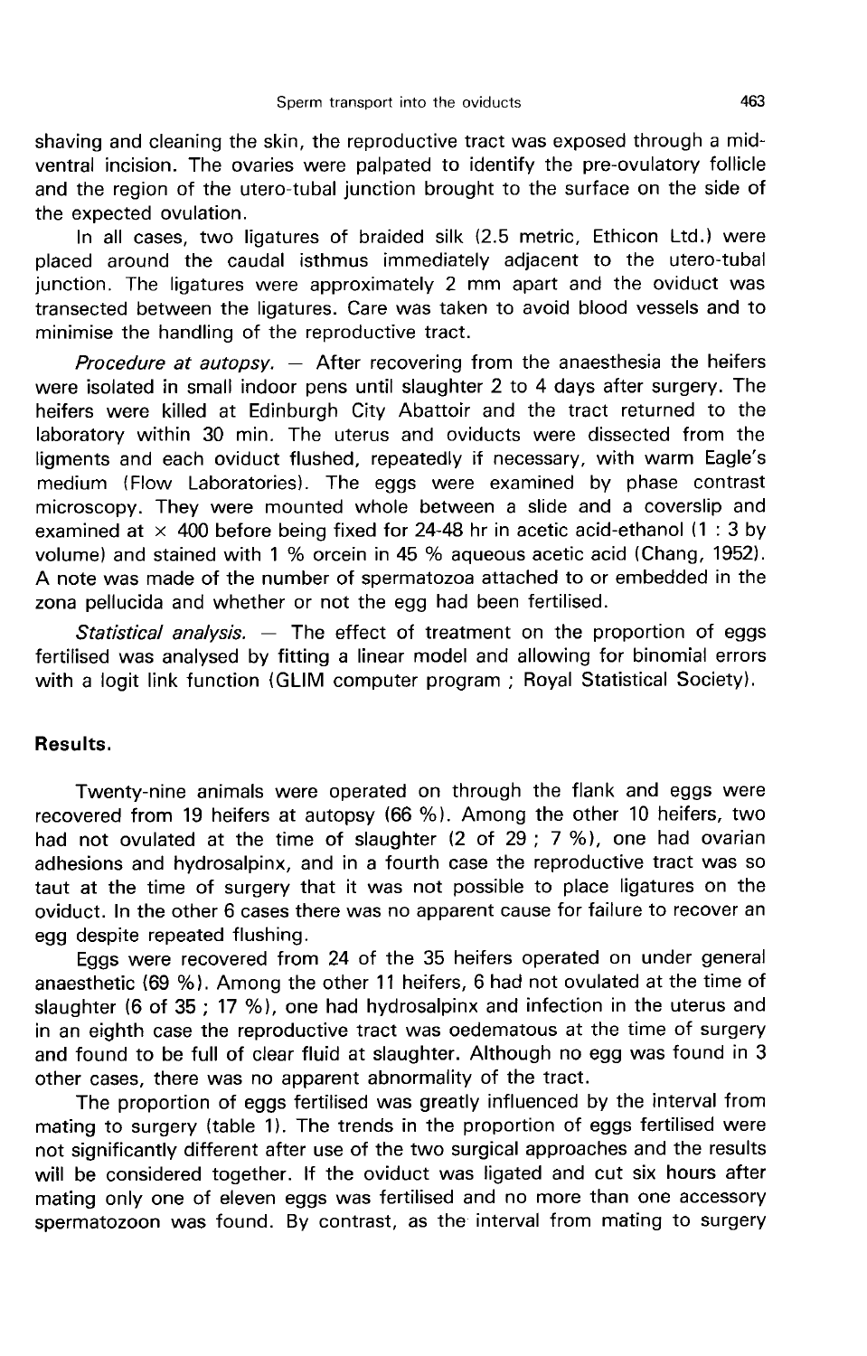shaving and cleaning the skin, the reproductive tract was exposed through a mid-ventral incision. The ovaries were palpated to identify the pre-ovulatory follicle and the region of the utero-tubal junction brought to the surface on the side of the expected ovulation.

In all cases, two ligatures of braided silk (2.5 metric, Ethicon Ltd.) were placed around the caudal isthmus immediately adjacent to the utero-tubal junction. The ligatures were approximately 2 mm apart and the oviduct was transected between the ligatures. Care was taken to avoid blood vessels and to minimise the handling of the reproductive tract.

*Procedure at autopsy.* — After recovering from the anaesthesia the heifers were isolated in small indoor pens until slaughter 2 to 4 days after surgery. The heifers were killed at Edinburgh City Abattoir and the tract returned to the laboratory within 30 min. The uterus and oviducts were dissected from the ligments and each oviduct flushed, repeatedly if necessary, with warm Eagle's medium (Flow Laboratories). The eggs were examined by phase contrast microscopy. They were mounted whole between a slide and a coverslip and examined at $\times$ 400 before being fixed for 24-48 hr in acetic acid-ethanol (1 : 3 by volume) and stained with 1 % orcein in 45 % aqueous acetic acid (Chang, 1952). A note was made of the number of spermatozoa attached to or embedded in the zona pellucida and whether or not the egg had been fertilised.

*Statistical analysis.* — The effect of treatment on the proportion of eggs fertilised was analysed by fitting a linear model and allowing for binomial errors with a logit link function (GLIM computer program ; Royal Statistical Society).

## Results.

Twenty-nine animals were operated on through the flank and eggs were recovered from 19 heifers at autopsy (66 %). Among the other 10 heifers, two had not ovulated at the time of slaughter (2 of 29 ; 7 %), one had ovarian adhesions and hydrosalpinx, and in a fourth case the reproductive tract was so taut at the time of surgery that it was not possible to place ligatures on the oviduct. In the other 6 cases there was no apparent cause for failure to recover an egg despite repeated flushing.

Eggs were recovered from 24 of the 35 heifers operated on under general anaesthetic (69 %). Among the other 11 heifers, 6 had not ovulated at the time of slaughter (6 of 35 ; 17 %), one had hydrosalpinx and infection in the uterus and in an eighth case the reproductive tract was oedematous at the time of surgery and found to be full of clear fluid at slaughter. Although no egg was found in 3 other cases, there was no apparent abnormality of the tract.

The proportion of eggs fertilised was greatly influenced by the interval from mating to surgery (table 1). The trends in the proportion of eggs fertilised were not significantly different after use of the two surgical approaches and the results will be considered together. If the oviduct was ligated and cut six hours after mating only one of eleven eggs was fertilised and no more than one accessory spermatozoon was found. By contrast, as the interval from mating to surgery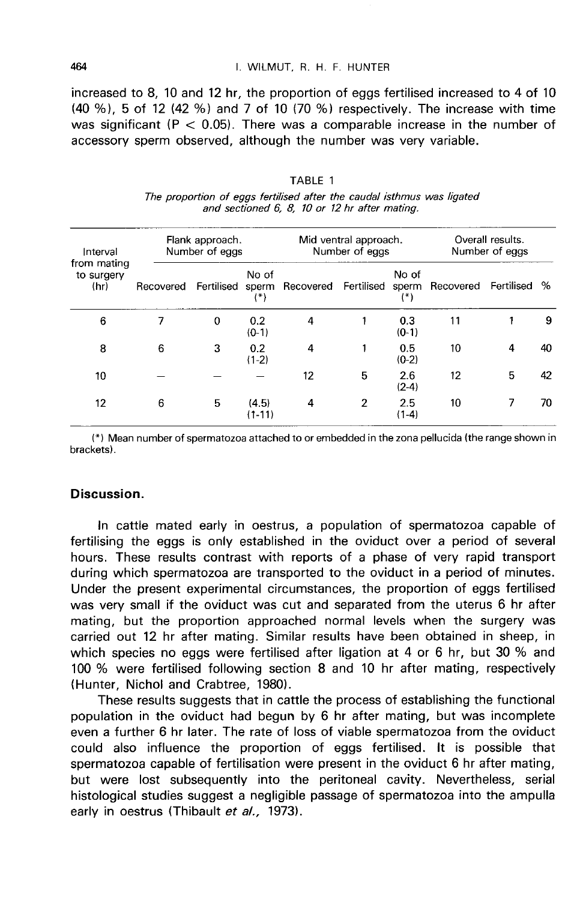increased to 8, 10 and 12 hr, the proportion of eggs fertilised increased to 4 of 10 (40 %), 5 of 12 (42 %) and 7 of 10 (70 %) respectively. The increase with time was significant ($P < 0.05$). There was a comparable increase in the number of accessory sperm observed, although the number was very variable.

TABLE 1

*The proportion of eggs fertilised after the caudal isthmus was ligated and sectioned 6, 8, 10 or 12 hr after mating.*

| Interval from mating to surgery (hr) | Flank approach. Number of eggs | | | Mid ventral approach. Number of eggs | | | Overall results. Number of eggs | | |
|---|---|---|---|---|---|---|---|---|---|
| | Recovered | Fertilised | No of sperm (*) | Recovered | Fertilised | No of sperm (*) | Recovered | Fertilised | % |
| 6 | 7 | 0 | 0.2 (0-1) | 4 | 1 | 0.3 (0-1) | 11 | 1 | 9 |
| 8 | 6 | 3 | 0.2 (1-2) | 4 | 1 | 0.5 (0-2) | 10 | 4 | 40 |
| 10 | — | — | — | 12 | 5 | 2.6 (2-4) | 12 | 5 | 42 |
| 12 | 6 | 5 | (4.5) (1-11) | 4 | 2 | 2.5 (1-4) | 10 | 7 | 70 |

(*) Mean number of spermatozoa attached to or embedded in the zona pellucida (the range shown in brackets).

## Discussion.

In cattle mated early in oestrus, a population of spermatozoa capable of fertilising the eggs is only established in the oviduct over a period of several hours. These results contrast with reports of a phase of very rapid transport during which spermatozoa are transported to the oviduct in a period of minutes. Under the present experimental circumstances, the proportion of eggs fertilised was very small if the oviduct was cut and separated from the uterus 6 hr after mating, but the proportion approached normal levels when the surgery was carried out 12 hr after mating. Similar results have been obtained in sheep, in which species no eggs were fertilised after ligation at 4 or 6 hr, but 30 % and 100 % were fertilised following section 8 and 10 hr after mating, respectively (Hunter, Nichol and Crabtree, 1980).

These results suggests that in cattle the process of establishing the functional population in the oviduct had begun by 6 hr after mating, but was incomplete even a further 6 hr later. The rate of loss of viable spermatozoa from the oviduct could also influence the proportion of eggs fertilised. It is possible that spermatozoa capable of fertilisation were present in the oviduct 6 hr after mating, but were lost subsequently into the peritoneal cavity. Nevertheless, serial histological studies suggest a negligible passage of spermatozoa into the ampulla early in oestrus (Thibault *et al.*, 1973).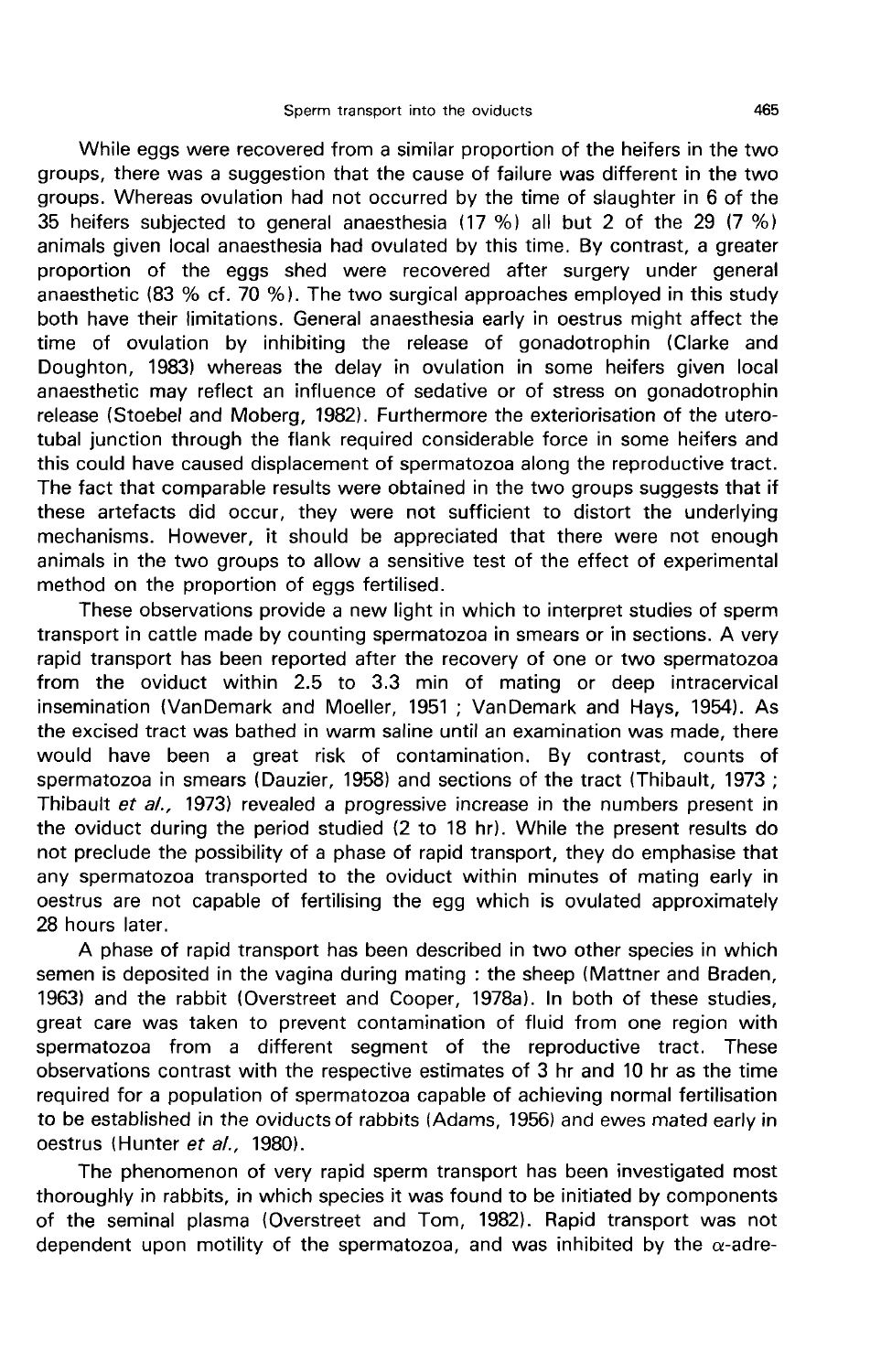While eggs were recovered from a similar proportion of the heifers in the two groups, there was a suggestion that the cause of failure was different in the two groups. Whereas ovulation had not occurred by the time of slaughter in 6 of the 35 heifers subjected to general anaesthesia (17 %) all but 2 of the 29 (7 %) animals given local anaesthesia had ovulated by this time. By contrast, a greater proportion of the eggs shed were recovered after surgery under general anaesthetic (83 % cf. 70 %). The two surgical approaches employed in this study both have their limitations. General anaesthesia early in oestrus might affect the time of ovulation by inhibiting the release of gonadotrophin (Clarke and Doughton, 1983) whereas the delay in ovulation in some heifers given local anaesthetic may reflect an influence of sedative or of stress on gonadotrophin release (Stoebel and Moberg, 1982). Furthermore the exteriorisation of the utero-tubal junction through the flank required considerable force in some heifers and this could have caused displacement of spermatozoa along the reproductive tract. The fact that comparable results were obtained in the two groups suggests that if these artefacts did occur, they were not sufficient to distort the underlying mechanisms. However, it should be appreciated that there were not enough animals in the two groups to allow a sensitive test of the effect of experimental method on the proportion of eggs fertilised.

These observations provide a new light in which to interpret studies of sperm transport in cattle made by counting spermatozoa in smears or in sections. A very rapid transport has been reported after the recovery of one or two spermatozoa from the oviduct within 2.5 to 3.3 min of mating or deep intracervical insemination (VanDemark and Moeller, 1951 ; VanDemark and Hays, 1954). As the excised tract was bathed in warm saline until an examination was made, there would have been a great risk of contamination. By contrast, counts of spermatozoa in smears (Dauzier, 1958) and sections of the tract (Thibault, 1973 ; Thibault *et al.,* 1973) revealed a progressive increase in the numbers present in the oviduct during the period studied (2 to 18 hr). While the present results do not preclude the possibility of a phase of rapid transport, they do emphasise that any spermatozoa transported to the oviduct within minutes of mating early in oestrus are not capable of fertilising the egg which is ovulated approximately 28 hours later.

A phase of rapid transport has been described in two other species in which semen is deposited in the vagina during mating : the sheep (Mattner and Braden, 1963) and the rabbit (Overstreet and Cooper, 1978a). In both of these studies, great care was taken to prevent contamination of fluid from one region with spermatozoa from a different segment of the reproductive tract. These observations contrast with the respective estimates of 3 hr and 10 hr as the time required for a population of spermatozoa capable of achieving normal fertilisation to be established in the oviducts of rabbits (Adams, 1956) and ewes mated early in oestrus (Hunter *et al.,* 1980).

The phenomenon of very rapid sperm transport has been investigated most thoroughly in rabbits, in which species it was found to be initiated by components of the seminal plasma (Overstreet and Tom, 1982). Rapid transport was not dependent upon motility of the spermatozoa, and was inhibited by the $\alpha$-adre-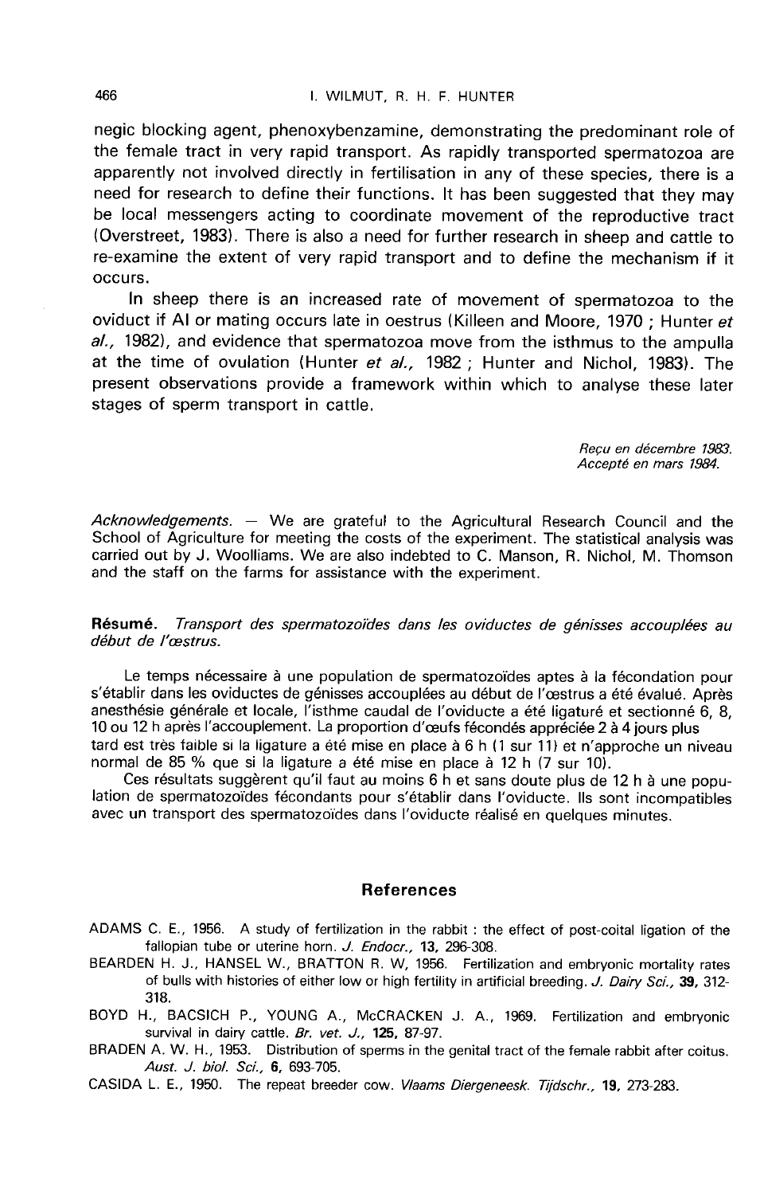negic blocking agent, phenoxybenzamine, demonstrating the predominant role of the female tract in very rapid transport. As rapidly transported spermatozoa are apparently not involved directly in fertilisation in any of these species, there is a need for research to define their functions. It has been suggested that they may be local messengers acting to coordinate movement of the reproductive tract (Overstreet, 1983). There is also a need for further research in sheep and cattle to re-examine the extent of very rapid transport and to define the mechanism if it occurs.

In sheep there is an increased rate of movement of spermatozoa to the oviduct if AI or mating occurs late in oestrus (Killeen and Moore, 1970 ; Hunter *et al.,* 1982), and evidence that spermatozoa move from the isthmus to the ampulla at the time of ovulation (Hunter *et al.,* 1982 ; Hunter and Nichol, 1983). The present observations provide a framework within which to analyse these later stages of sperm transport in cattle.

*Reçu en décembre 1983.*
*Accepté en mars 1984.*

*Acknowledgements.* — We are grateful to the Agricultural Research Council and the School of Agriculture for meeting the costs of the experiment. The statistical analysis was carried out by J. Woolliams. We are also indebted to C. Manson, R. Nichol, M. Thomson and the staff on the farms for assistance with the experiment.

**Résumé.** *Transport des spermatozoïdes dans les oviductes de génisses accouplées au début de l'œstrus.*

Le temps nécessaire à une population de spermatozoïdes aptes à la fécondation pour s'établir dans les oviductes de génisses accouplées au début de l'œstrus a été évalué. Après anesthésie générale et locale, l'isthme caudal de l'oviducte a été ligaturé et sectionné 6, 8, 10 ou 12 h après l'accouplement. La proportion d'œufs fécondés appréciée 2 à 4 jours plus tard est très faible si la ligature a été mise en place à 6 h (1 sur 11) et n'approche un niveau normal de 85 % que si la ligature a été mise en place à 12 h (7 sur 10).

Ces résultats suggèrent qu'il faut au moins 6 h et sans doute plus de 12 h à une population de spermatozoïdes fécondants pour s'établir dans l'oviducte. Ils sont incompatibles avec un transport des spermatozoïdes dans l'oviducte réalisé en quelques minutes.

## References

ADAMS C. E., 1956. A study of fertilization in the rabbit : the effect of post-coital ligation of the fallopian tube or uterine horn. *J. Endocr.,* **13,** 296-308.

BEARDEN H. J., HANSEL W., BRATTON R. W, 1956. Fertilization and embryonic mortality rates of bulls with histories of either low or high fertility in artificial breeding. *J. Dairy Sci.,* **39,** 312-318.

BOYD H., BACSICH P., YOUNG A., McCRACKEN J. A., 1969. Fertilization and embryonic survival in dairy cattle. *Br. vet. J.,* **125,** 87-97.

BRADEN A. W. H., 1953. Distribution of sperms in the genital tract of the female rabbit after coitus. *Aust. J. biol. Sci.,* **6,** 693-705.

CASIDA L. E., 1950. The repeat breeder cow. *Vlaams Diergeneesk. Tijdschr.,* **19,** 273-283.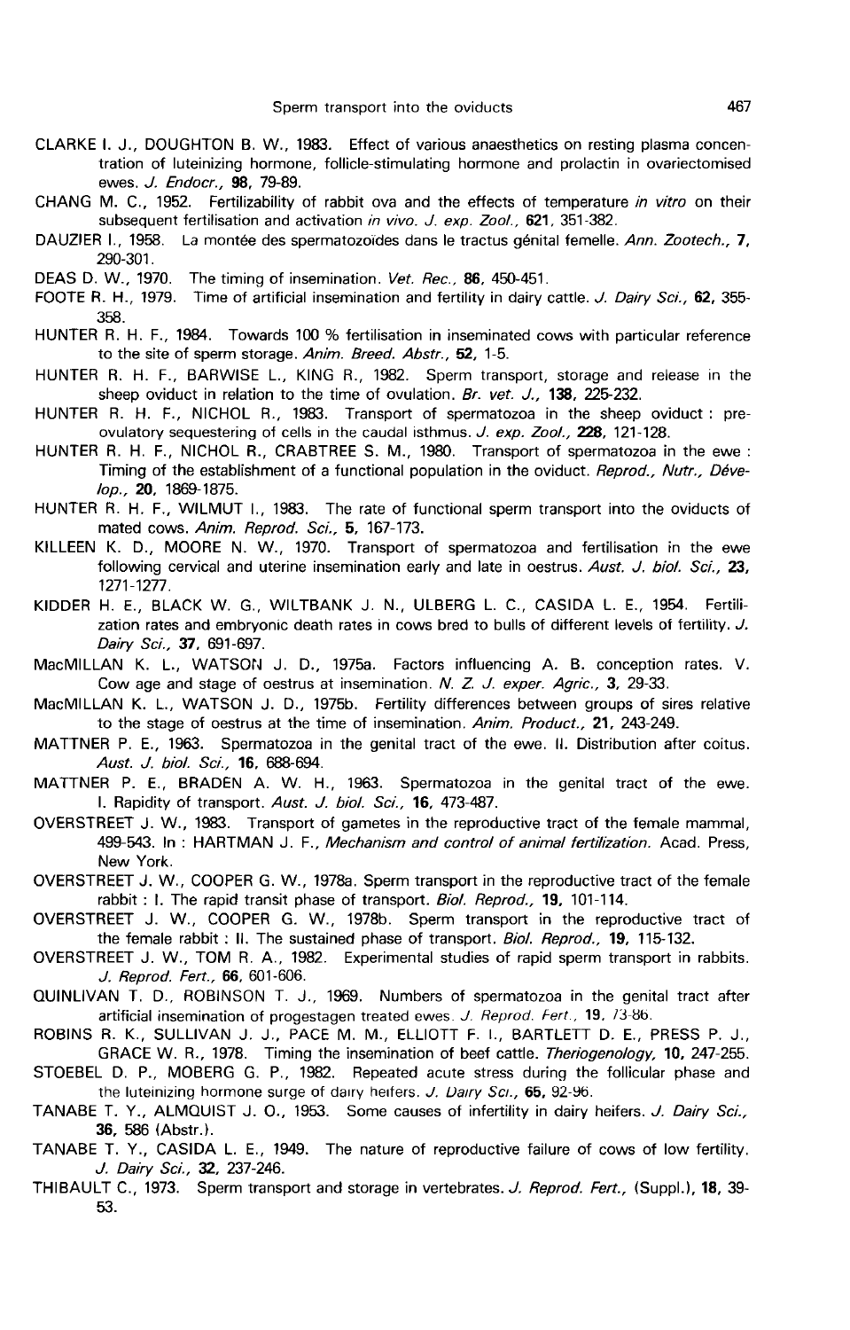CLARKE I. J., DOUGHTON B. W., 1983. Effect of various anaesthetics on resting plasma concentration of luteinizing hormone, follicle-stimulating hormone and prolactin in ovariectomised ewes. *J. Endocr.*, **98**, 79-89.

CHANG M. C., 1952. Fertilizability of rabbit ova and the effects of temperature *in vitro* on their subsequent fertilisation and activation *in vivo*. *J. exp. Zool.*, **621**, 351-382.

DAUZIER I., 1958. La montée des spermatozoïdes dans le tractus génital femelle. *Ann. Zootech.*, **7**, 290-301.

DEAS D. W., 1970. The timing of insemination. *Vet. Rec.*, **86**, 450-451.

FOOTE R. H., 1979. Time of artificial insemination and fertility in dairy cattle. *J. Dairy Sci.*, **62**, 355-358.

HUNTER R. H. F., 1984. Towards 100 % fertilisation in inseminated cows with particular reference to the site of sperm storage. *Anim. Breed. Abstr.*, **52**, 1-5.

HUNTER R. H. F., BARWISE L., KING R., 1982. Sperm transport, storage and release in the sheep oviduct in relation to the time of ovulation. *Br. vet. J.*, **138**, 225-232.

HUNTER R. H. F., NICHOL R., 1983. Transport of spermatozoa in the sheep oviduct : preovulatory sequestering of cells in the caudal isthmus. *J. exp. Zool.*, **228**, 121-128.

HUNTER R. H. F., NICHOL R., CRABTREE S. M., 1980. Transport of spermatozoa in the ewe : Timing of the establishment of a functional population in the oviduct. *Reprod., Nutr., Dévelop.*, **20**, 1869-1875.

HUNTER R. H. F., WILMUT I., 1983. The rate of functional sperm transport into the oviducts of mated cows. *Anim. Reprod. Sci.*, **5**, 167-173.

KILLEEN K. D., MOORE N. W., 1970. Transport of spermatozoa and fertilisation in the ewe following cervical and uterine insemination early and late in oestrus. *Aust. J. biol. Sci.*, **23**, 1271-1277.

KIDDER H. E., BLACK W. G., WILTBANK J. N., ULBERG L. C., CASIDA L. E., 1954. Fertilization rates and embryonic death rates in cows bred to bulls of different levels of fertility. *J. Dairy Sci.*, **37**, 691-697.

MacMILLAN K. L., WATSON J. D., 1975a. Factors influencing A. B. conception rates. V. Cow age and stage of oestrus at insemination. *N. Z. J. exper. Agric.*, **3**, 29-33.

MacMILLAN K. L., WATSON J. D., 1975b. Fertility differences between groups of sires relative to the stage of oestrus at the time of insemination. *Anim. Product.*, **21**, 243-249.

MATTNER P. E., 1963. Spermatozoa in the genital tract of the ewe. II. Distribution after coitus. *Aust. J. biol. Sci.*, **16**, 688-694.

MATTNER P. E., BRADEN A. W. H., 1963. Spermatozoa in the genital tract of the ewe. I. Rapidity of transport. *Aust. J. biol. Sci.*, **16**, 473-487.

OVERSTREET J. W., 1983. Transport of gametes in the reproductive tract of the female mammal, 499-543. In : HARTMAN J. F., *Mechanism and control of animal fertilization.* Acad. Press, New York.

OVERSTREET J. W., COOPER G. W., 1978a. Sperm transport in the reproductive tract of the female rabbit : I. The rapid transit phase of transport. *Biol. Reprod.*, **19**, 101-114.

OVERSTREET J. W., COOPER G. W., 1978b. Sperm transport in the reproductive tract of the female rabbit : II. The sustained phase of transport. *Biol. Reprod.*, **19**, 115-132.

OVERSTREET J. W., TOM R. A., 1982. Experimental studies of rapid sperm transport in rabbits. *J. Reprod. Fert.*, **66**, 601-606.

QUINLIVAN T. D., ROBINSON T. J., 1969. Numbers of spermatozoa in the genital tract after artificial insemination of progestagen treated ewes. *J. Reprod. Fert.*, **19**, 73-86.

ROBINS R. K., SULLIVAN J. J., PACE M. M., ELLIOTT F. I., BARTLETT D. E., PRESS P. J., GRACE W. R., 1978. Timing the insemination of beef cattle. *Theriogenology*, **10**, 247-255.

STOEBEL D. P., MOBERG G. P., 1982. Repeated acute stress during the follicular phase and the luteinizing hormone surge of dairy heifers. *J. Dairy Sci.*, **65**, 92-96.

TANABE T. Y., ALMQUIST J. O., 1953. Some causes of infertility in dairy heifers. *J. Dairy Sci.*, **36**, 586 (Abstr.).

TANABE T. Y., CASIDA L. E., 1949. The nature of reproductive failure of cows of low fertility. *J. Dairy Sci.*, **32**, 237-246.

THIBAULT C., 1973. Sperm transport and storage in vertebrates. *J. Reprod. Fert.*, (Suppl.), **18**, 39-53.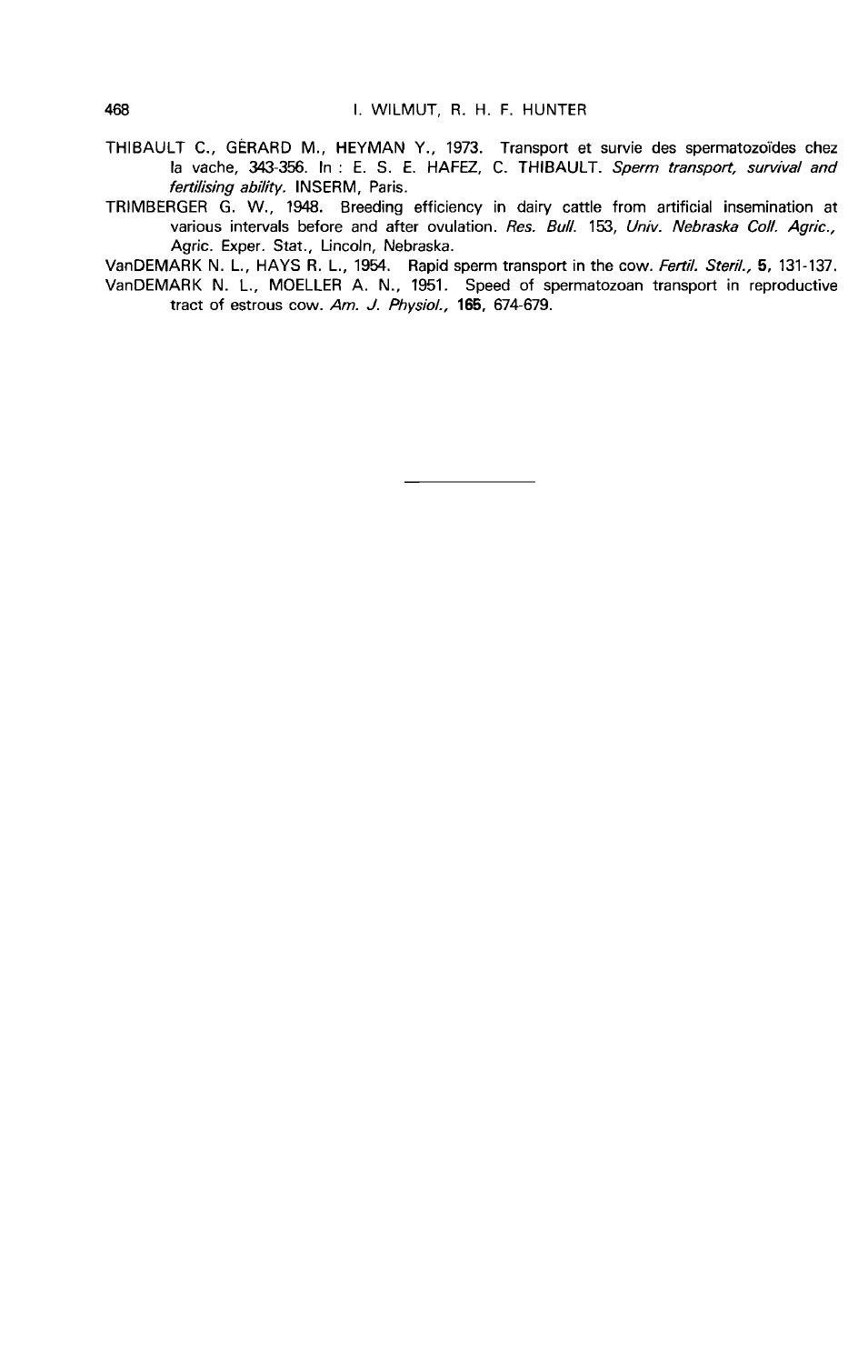THIBAULT C., GÉRARD M., HEYMAN Y., 1973. Transport et survie des spermatozoïdes chez la vache, 343-356. In : E. S. E. HAFEZ, C. THIBAULT. *Sperm transport, survival and fertilising ability.* INSERM, Paris.

TRIMBERGER G. W., 1948. Breeding efficiency in dairy cattle from artificial insemination at various intervals before and after ovulation. *Res. Bull.* 153, *Univ. Nebraska Coll. Agric.,* Agric. Exper. Stat., Lincoln, Nebraska.

VanDEMARK N. L., HAYS R. L., 1954. Rapid sperm transport in the cow. *Fertil. Steril.,* **5**, 131-137.

VanDEMARK N. L., MOELLER A. N., 1951. Speed of spermatozoan transport in reproductive tract of estrous cow. *Am. J. Physiol.,* **165**, 674-679.